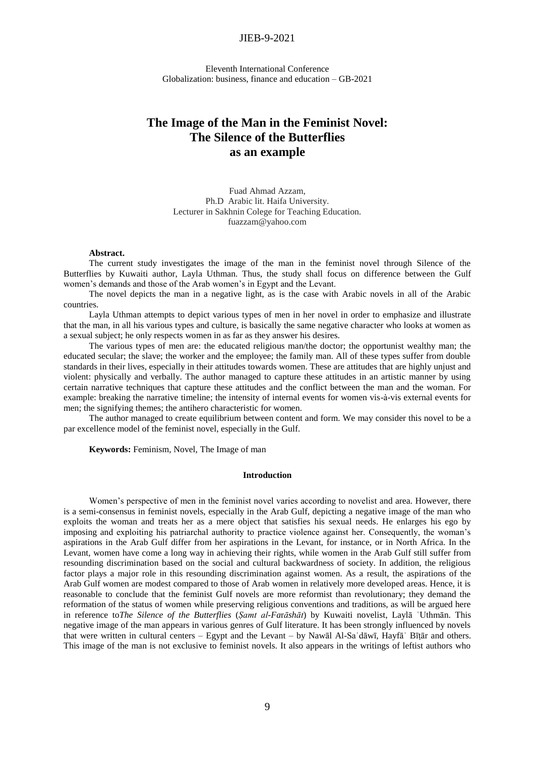Eleventh International Conference
Globalization: business, finance and education – GB-2021

# The Image of the Man in the Feminist Novel: The Silence of the Butterflies as an example

Fuad Ahmad Azzam,
Ph.D Arabic lit. Haifa University.
Lecturer in Sakhnin Colege for Teaching Education.
fuazzam@yahoo.com

**Abstract.**

The current study investigates the image of the man in the feminist novel through Silence of the Butterflies by Kuwaiti author, Layla Uthman. Thus, the study shall focus on difference between the Gulf women's demands and those of the Arab women's in Egypt and the Levant.

The novel depicts the man in a negative light, as is the case with Arabic novels in all of the Arabic countries.

Layla Uthman attempts to depict various types of men in her novel in order to emphasize and illustrate that the man, in all his various types and culture, is basically the same negative character who looks at women as a sexual subject; he only respects women in as far as they answer his desires.

The various types of men are: the educated religious man/the doctor; the opportunist wealthy man; the educated secular; the slave; the worker and the employee; the family man. All of these types suffer from double standards in their lives, especially in their attitudes towards women. These are attitudes that are highly unjust and violent: physically and verbally. The author managed to capture these attitudes in an artistic manner by using certain narrative techniques that capture these attitudes and the conflict between the man and the woman. For example: breaking the narrative timeline; the intensity of internal events for women vis-à-vis external events for men; the signifying themes; the antihero characteristic for women.

The author managed to create equilibrium between content and form. We may consider this novel to be a par excellence model of the feminist novel, especially in the Gulf.

**Keywords:** Feminism, Novel, The Image of man

## Introduction

Women's perspective of men in the feminist novel varies according to novelist and area. However, there is a semi-consensus in feminist novels, especially in the Arab Gulf, depicting a negative image of the man who exploits the woman and treats her as a mere object that satisfies his sexual needs. He enlarges his ego by imposing and exploiting his patriarchal authority to practice violence against her. Consequently, the woman's aspirations in the Arab Gulf differ from her aspirations in the Levant, for instance, or in North Africa. In the Levant, women have come a long way in achieving their rights, while women in the Arab Gulf still suffer from resounding discrimination based on the social and cultural backwardness of society. In addition, the religious factor plays a major role in this resounding discrimination against women. As a result, the aspirations of the Arab Gulf women are modest compared to those of Arab women in relatively more developed areas. Hence, it is reasonable to conclude that the feminist Gulf novels are more reformist than revolutionary; they demand the reformation of the status of women while preserving religious conventions and traditions, as will be argued here in reference to*The Silence of the Butterflies* (*Ṣamt al-Farāshāt*) by Kuwaiti novelist, Laylā ʿUthmān. This negative image of the man appears in various genres of Gulf literature. It has been strongly influenced by novels that were written in cultural centers – Egypt and the Levant – by Nawāl Al-Saʿdāwī, Hayfāʾ Bīṭār and others. This image of the man is not exclusive to feminist novels. It also appears in the writings of leftist authors who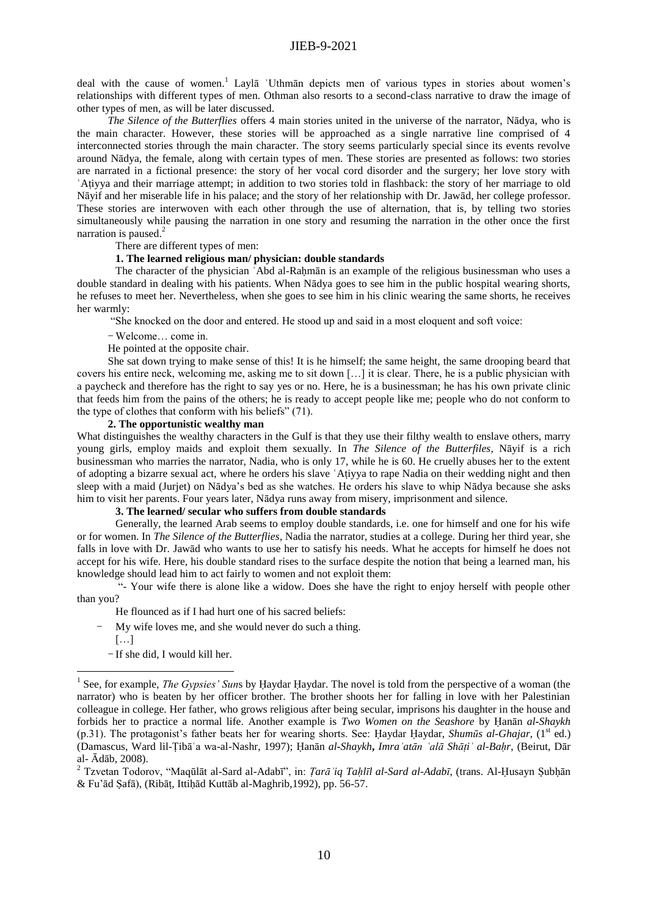deal with the cause of women.[1] Laylā ʿUthmān depicts men of various types in stories about women's relationships with different types of men. Othmān also resorts to a second-class narrative to draw the image of other types of men, as will be later discussed.

*The Silence of the Butterflies* offers 4 main stories united in the universe of the narrator, Nādya, who is the main character. However, these stories will be approached as a single narrative line comprised of 4 interconnected stories through the main character. The story seems particularly special since its events revolve around Nādya, the female, along with certain types of men. These stories are presented as follows: two stories are narrated in a fictional presence: the story of her vocal cord disorder and the surgery; her love story with ʿAṭiyya and their marriage attempt; in addition to two stories told in flashback: the story of her marriage to old Nāyif and her miserable life in his palace; and the story of her relationship with Dr. Jawād, her college professor. These stories are interwoven with each other through the use of alternation, that is, by telling two stories simultaneously while pausing the narration in one story and resuming the narration in the other once the first narration is paused.[2]

There are different types of men:

**1. The learned religious man/ physician: double standards**

The character of the physician ʿAbd al-Raḥmān is an example of the religious businessman who uses a double standard in dealing with his patients. When Nādya goes to see him in the public hospital wearing shorts, he refuses to meet her. Nevertheless, when she goes to see him in his clinic wearing the same shorts, he receives her warmly:

"She knocked on the door and entered. He stood up and said in a most eloquent and soft voice:

− Welcome… come in.

He pointed at the opposite chair.

She sat down trying to make sense of this! It is he himself; the same height, the same drooping beard that covers his entire neck, welcoming me, asking me to sit down […] it is clear. There, he is a public physician with a paycheck and therefore has the right to say yes or no. Here, he is a businessman; he has his own private clinic that feeds him from the pains of the others; he is ready to accept people like me; people who do not conform to the type of clothes that conform with his beliefs" (71).

**2. The opportunistic wealthy man**

What distinguishes the wealthy characters in the Gulf is that they use their filthy wealth to enslave others, marry young girls, employ maids and exploit them sexually. In *The Silence of the Butterfiles*, Nāyif is a rich businessman who marries the narrator, Nadia, who is only 17, while he is 60. He cruelly abuses her to the extent of adopting a bizarre sexual act, where he orders his slave ʿAṭiyya to rape Nadia on their wedding night and then sleep with a maid (Jurjet) on Nādya's bed as she watches. He orders his slave to whip Nādya because she asks him to visit her parents. Four years later, Nādya runs away from misery, imprisonment and silence.

**3. The learned/ secular who suffers from double standards**

Generally, the learned Arab seems to employ double standards, i.e. one for himself and one for his wife or for women. In *The Silence of the Butterflies*, Nadia the narrator, studies at a college. During her third year, she falls in love with Dr. Jawād who wants to use her to satisfy his needs. What he accepts for himself he does not accept for his wife. Here, his double standard rises to the surface despite the notion that being a learned man, his knowledge should lead him to act fairly to women and not exploit them:

"- Your wife there is alone like a widow. Does she have the right to enjoy herself with people other than you?

He flounced as if I had hurt one of his sacred beliefs:

− My wife loves me, and she would never do such a thing.

[…]

− If she did, I would kill her.

---

[1] See, for example, *The Gypsies' Suns* by Ḥaydar Ḥaydar. The novel is told from the perspective of a woman (the narrator) who is beaten by her officer brother. The brother shoots her for falling in love with her Palestinian colleague in college. Her father, who grows religious after being secular, imprisons his daughter in the house and forbids her to practice a normal life. Another example is *Two Women on the Seashore* by Ḥanān *al-Shaykh* (p.31). The protagonist's father beats her for wearing shorts. See: Ḥaydar Ḥaydar, *Shumūs al-Ghajar*, (1st ed.) (Damascus, Ward lil-Ṭibāʿa wa-al-Nashr, 1997); Ḥanān *al-Shaykh*, *Imraʾatān ʿalā Shāṭiʾ al-Baḥr*, (Beirut, Dār al- Ādāb, 2008).

[2] Tzvetan Todorov, "Maqūlāt al-Sard al-Adabī", in: *Ṭarāʾiq Taḥlīl al-Sard al-Adabī*, (trans. Al-Ḥusayn Ṣubḥān & Fu'ād Ṣafā), (Ribāṭ, Ittiḥād Kuttāb al-Maghrib,1992), pp. 56-57.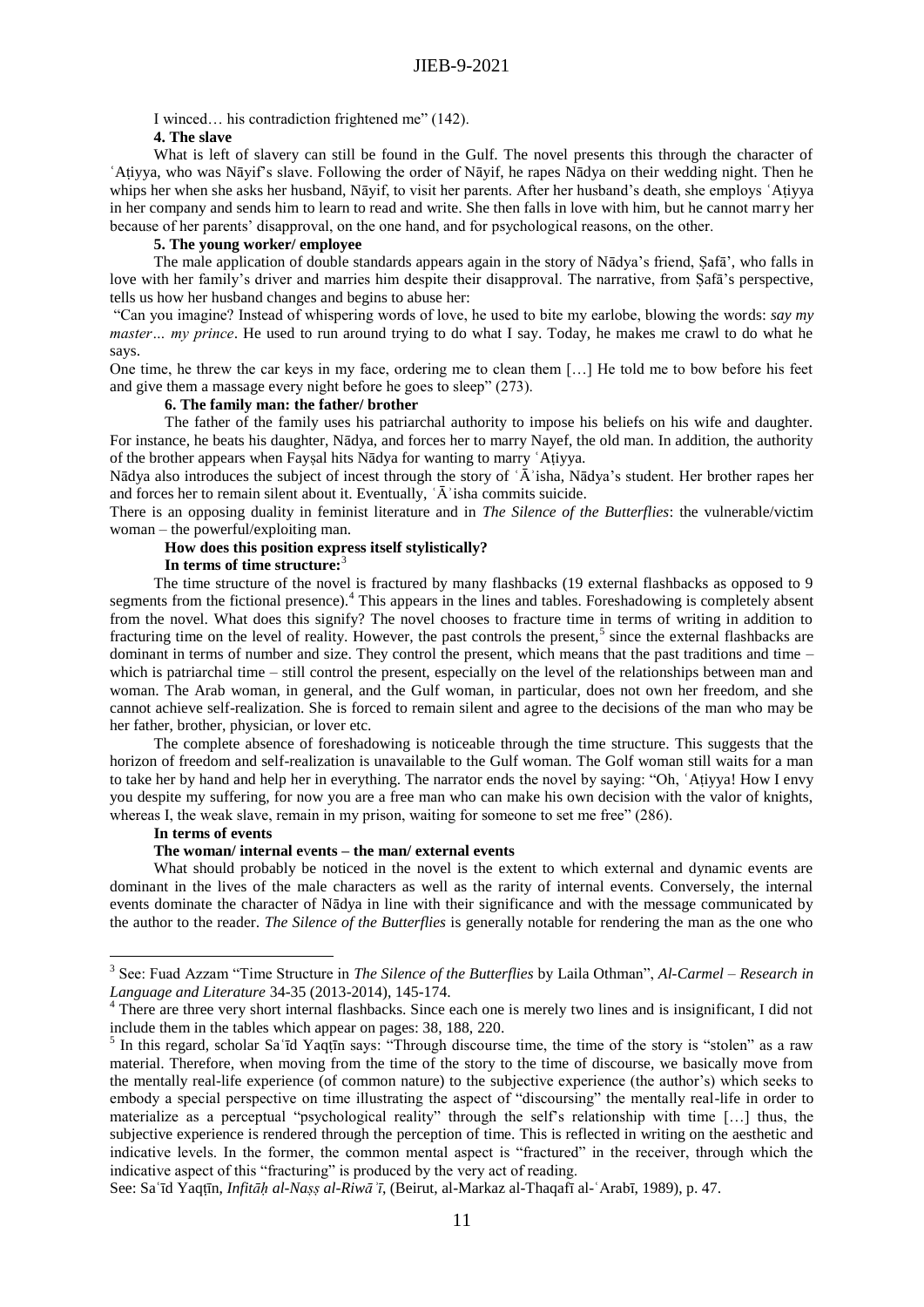I winced… his contradiction frightened me" (142).

**4. The slave**

What is left of slavery can still be found in the Gulf. The novel presents this through the character of ʿAṭiyya, who was Nāyif's slave. Following the order of Nāyif, he rapes Nādya on their wedding night. Then he whips her when she asks her husband, Nāyif, to visit her parents. After her husband's death, she employs ʿAṭiyya in her company and sends him to learn to read and write. She then falls in love with him, but he cannot marry her because of her parents' disapproval, on the one hand, and for psychological reasons, on the other.

**5. The young worker/ employee**

The male application of double standards appears again in the story of Nādya's friend, Ṣafā', who falls in love with her family's driver and marries him despite their disapproval. The narrative, from Ṣafā's perspective, tells us how her husband changes and begins to abuse her:

"Can you imagine? Instead of whispering words of love, he used to bite my earlobe, blowing the words: *say my master… my prince*. He used to run around trying to do what I say. Today, he makes me crawl to do what he says.

One time, he threw the car keys in my face, ordering me to clean them […] He told me to bow before his feet and give them a massage every night before he goes to sleep" (273).

**6. The family man: the father/ brother**

The father of the family uses his patriarchal authority to impose his beliefs on his wife and daughter. For instance, he beats his daughter, Nādya, and forces her to marry Nayef, the old man. In addition, the authority of the brother appears when Fayṣal hits Nādya for wanting to marry ʿAṭiyya.

Nādya also introduces the subject of incest through the story of ʿĀʾisha, Nādya's student. Her brother rapes her and forces her to remain silent about it. Eventually, ʿĀʾisha commits suicide.

There is an opposing duality in feminist literature and in *The Silence of the Butterflies*: the vulnerable/victim woman – the powerful/exploiting man.

**How does this position express itself stylistically?**

**In terms of time structure:**[3]

The time structure of the novel is fractured by many flashbacks (19 external flashbacks as opposed to 9 segments from the fictional presence).[4] This appears in the lines and tables. Foreshadowing is completely absent from the novel. What does this signify? The novel chooses to fracture time in terms of writing in addition to fracturing time on the level of reality. However, the past controls the present,[5] since the external flashbacks are dominant in terms of number and size. They control the present, which means that the past traditions and time – which is patriarchal time – still control the present, especially on the level of the relationships between man and woman. The Arab woman, in general, and the Gulf woman, in particular, does not own her freedom, and she cannot achieve self-realization. She is forced to remain silent and agree to the decisions of the man who may be her father, brother, physician, or lover etc.

The complete absence of foreshadowing is noticeable through the time structure. This suggests that the horizon of freedom and self-realization is unavailable to the Gulf woman. The Golf woman still waits for a man to take her by hand and help her in everything. The narrator ends the novel by saying: "Oh, ʿAṭiyya! How I envy you despite my suffering, for now you are a free man who can make his own decision with the valor of knights, whereas I, the weak slave, remain in my prison, waiting for someone to set me free" (286).

**In terms of events**

**The woman/ internal events – the man/ external events**

What should probably be noticed in the novel is the extent to which external and dynamic events are dominant in the lives of the male characters as well as the rarity of internal events. Conversely, the internal events dominate the character of Nādya in line with their significance and with the message communicated by the author to the reader. *The Silence of the Butterflies* is generally notable for rendering the man as the one who

---

[3] See: Fuad Azzam "Time Structure in *The Silence of the Butterflies* by Laila Othman", *Al-Carmel – Research in Language and Literature* 34-35 (2013-2014), 145-174.

[4] There are three very short internal flashbacks. Since each one is merely two lines and is insignificant, I did not include them in the tables which appear on pages: 38, 188, 220.

[5] In this regard, scholar Saʿīd Yaqṭīn says: "Through discourse time, the time of the story is "stolen" as a raw material. Therefore, when moving from the time of the story to the time of discourse, we basically move from the mentally real-life experience (of common nature) to the subjective experience (the author's) which seeks to embody a special perspective on time illustrating the aspect of "discoursing" the mentally real-life in order to materialize as a perceptual "psychological reality" through the self's relationship with time […] thus, the subjective experience is rendered through the perception of time. This is reflected in writing on the aesthetic and indicative levels. In the former, the common mental aspect is "fractured" in the receiver, through which the indicative aspect of this "fracturing" is produced by the very act of reading.

See: Saʿīd Yaqṭīn, *Infitāḥ al-Naṣṣ al-Riwāʾī*, (Beirut, al-Markaz al-Thaqafī al-ʿArabī, 1989), p. 47.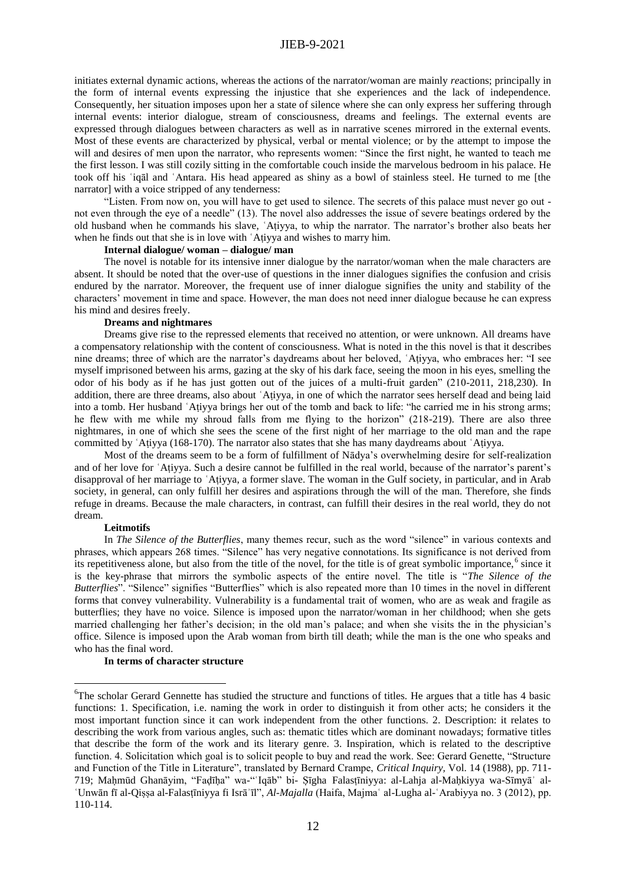initiates external dynamic actions, whereas the actions of the narrator/woman are mainly *re*actions; principally in the form of internal events expressing the injustice that she experiences and the lack of independence. Consequently, her situation imposes upon her a state of silence where she can only express her suffering through internal events: interior dialogue, stream of consciousness, dreams and feelings. The external events are expressed through dialogues between characters as well as in narrative scenes mirrored in the external events. Most of these events are characterized by physical, verbal or mental violence; or by the attempt to impose the will and desires of men upon the narrator, who represents women: "Since the first night, he wanted to teach me the first lesson. I was still cozily sitting in the comfortable couch inside the marvelous bedroom in his palace. He took off his ʿiqāl and ʿAntara. His head appeared as shiny as a bowl of stainless steel. He turned to me [the narrator] with a voice stripped of any tenderness:

"Listen. From now on, you will have to get used to silence. The secrets of this palace must never go out - not even through the eye of a needle" (13). The novel also addresses the issue of severe beatings ordered by the old husband when he commands his slave, ʿAṭiyya, to whip the narrator. The narrator's brother also beats her when he finds out that she is in love with ʿAṭiyya and wishes to marry him.

**Internal dialogue/ woman – dialogue/ man**

The novel is notable for its intensive inner dialogue by the narrator/woman when the male characters are absent. It should be noted that the over-use of questions in the inner dialogues signifies the confusion and crisis endured by the narrator. Moreover, the frequent use of inner dialogue signifies the unity and stability of the characters' movement in time and space. However, the man does not need inner dialogue because he can express his mind and desires freely.

**Dreams and nightmares**

Dreams give rise to the repressed elements that received no attention, or were unknown. All dreams have a compensatory relationship with the content of consciousness. What is noted in the this novel is that it describes nine dreams; three of which are the narrator's daydreams about her beloved, ʿAṭiyya, who embraces her: "I see myself imprisoned between his arms, gazing at the sky of his dark face, seeing the moon in his eyes, smelling the odor of his body as if he has just gotten out of the juices of a multi-fruit garden" (210-2011, 218,230). In addition, there are three dreams, also about ʿAṭiyya, in one of which the narrator sees herself dead and being laid into a tomb. Her husband ʿAṭiyya brings her out of the tomb and back to life: "he carried me in his strong arms; he flew with me while my shroud falls from me flying to the horizon" (218-219). There are also three nightmares, in one of which she sees the scene of the first night of her marriage to the old man and the rape committed by ʿAṭiyya (168-170). The narrator also states that she has many daydreams about ʿAṭiyya.

Most of the dreams seem to be a form of fulfillment of Nādya's overwhelming desire for self-realization and of her love for ʿAṭiyya. Such a desire cannot be fulfilled in the real world, because of the narrator's parent's disapproval of her marriage to ʿAṭiyya, a former slave. The woman in the Gulf society, in particular, and in Arab society, in general, can only fulfill her desires and aspirations through the will of the man. Therefore, she finds refuge in dreams. Because the male characters, in contrast, can fulfill their desires in the real world, they do not dream.

**Leitmotifs**

In *The Silence of the Butterflies*, many themes recur, such as the word "silence" in various contexts and phrases, which appears 268 times. "Silence" has very negative connotations. Its significance is not derived from its repetitiveness alone, but also from the title of the novel, for the title is of great symbolic importance,[6] since it is the key-phrase that mirrors the symbolic aspects of the entire novel. The title is "*The Silence of the Butterflies*". "Silence" signifies "Butterflies" which is also repeated more than 10 times in the novel in different forms that convey vulnerability. Vulnerability is a fundamental trait of women, who are as weak and fragile as butterflies; they have no voice. Silence is imposed upon the narrator/woman in her childhood; when she gets married challenging her father's decision; in the old man's palace; and when she visits the in the physician's office. Silence is imposed upon the Arab woman from birth till death; while the man is the one who speaks and who has the final word.

**In terms of character structure**

---

[6]The scholar Gerard Gennette has studied the structure and functions of titles. He argues that a title has 4 basic functions: 1. Specification, i.e. naming the work in order to distinguish it from other acts; he considers it the most important function since it can work independent from the other functions. 2. Description: it relates to describing the work from various angles, such as: thematic titles which are dominant nowadays; formative titles that describe the form of the work and its literary genre. 3. Inspiration, which is related to the descriptive function. 4. Solicitation which goal is to solicit people to buy and read the work. See: Gerard Genette, "Structure and Function of the Title in Literature", translated by Bernard Crampe, *Critical Inquiry*, Vol. 14 (1988), pp. 711-719; Maḥmūd Ghanāyim, "Faḍīḥa" wa-"ʿIqāb" bi- Ṣīgha Falasṭīniyya: al-Lahja al-Maḥkiyya wa-Sīmyāʾ al-ʿUnwān fī al-Qiṣṣa al-Falasṭīniyya fi Isrāʾīl", *Al-Majalla* (Haifa, Majmaʿ al-Lugha al-ʿArabiyya no. 3 (2012), pp. 110-114.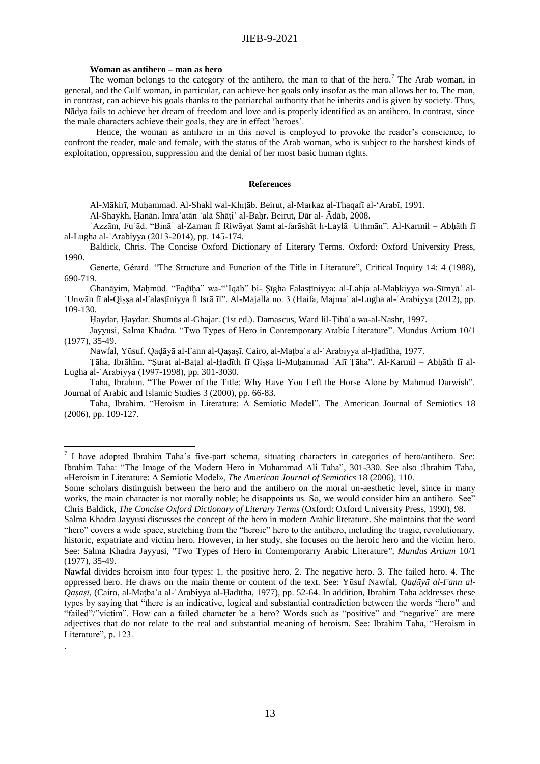**Woman as antihero – man as hero**

The woman belongs to the category of the antihero, the man to that of the hero.[7] The Arab woman, in general, and the Gulf woman, in particular, can achieve her goals only insofar as the man allows her to. The man, in contrast, can achieve his goals thanks to the patriarchal authority that he inherits and is given by society. Thus, Nādya fails to achieve her dream of freedom and love and is properly identified as an antihero. In contrast, since the male characters achieve their goals, they are in effect 'heroes'.

Hence, the woman as antihero in in this novel is employed to provoke the reader's conscience, to confront the reader, male and female, with the status of the Arab woman, who is subject to the harshest kinds of exploitation, oppression, suppression and the denial of her most basic human rights.

**References**

Al-Mākirī, Muḥammad. Al-Shakl wal-Khiṭāb. Beirut, al-Markaz al-Thaqafī al-'Arabī, 1991.

Al-Shaykh, Ḥanān. Imraʾatān ʿalā Shāṭiʾ al-Baḥr. Beirut, Dār al- Ādāb, 2008.

ʿAzzām, Fuʾād. "Bināʾ al-Zaman fī Riwāyat Ṣamt al-farāshāt li-Laylā ʿUthmān". Al-Karmil – Abḥāth fī al-Lugha al-ʿArabiyya (2013-2014), pp. 145-174.

Baldick, Chris. The Concise Oxford Dictionary of Literary Terms. Oxford: Oxford University Press, 1990.

Genette, Gérard. "The Structure and Function of the Title in Literature", Critical Inquiry 14: 4 (1988), 690-719.

Ghanāyim, Maḥmūd. "Faḍīḥa" wa-"ʿIqāb" bi- Ṣīgha Falasṭīniyya: al-Lahja al-Maḥkiyya wa-Sīmyāʾ al-ʿUnwān fī al-Qiṣṣa al-Falasṭīniyya fi Isrāʾīl". Al-Majalla no. 3 (Haifa, Majmaʿ al-Lugha al-ʿArabiyya (2012), pp. 109-130.

Ḥaydar, Ḥaydar. Shumūs al-Ghajar. (1st ed.). Damascus, Ward lil-Ṭibāʿa wa-al-Nashr, 1997.

Jayyusi, Salma Khadra. "Two Types of Hero in Contemporary Arabic Literature". Mundus Artium 10/1 (1977), 35-49.

Nawfal, Yūsuf. Qaḍāyā al-Fann al-Qaṣaṣī. Cairo, al-Maṭbaʿa al-ʿArabiyya al-Ḥadītha, 1977.

Ṭāha, Ibrāhīm. "Ṣurat al-Baṭal al-Ḥadīth fī Qiṣṣa li-Muḥammad ʿAlī Ṭāha". Al-Karmil – Abḥāth fī al-Lugha al-ʿArabiyya (1997-1998), pp. 301-3030.

Taha, Ibrahim. "The Power of the Title: Why Have You Left the Horse Alone by Mahmud Darwish". Journal of Arabic and Islamic Studies 3 (2000), pp. 66-83.

Taha, Ibrahim. "Heroism in Literature: A Semiotic Model". The American Journal of Semiotics 18 (2006), pp. 109-127.

---

[7] I have adopted Ibrahim Taha's five-part schema, situating characters in categories of hero/antihero. See: Ibrahim Taha: "The Image of the Modern Hero in Muhammad Ali Taha", 301-330. See also :Ibrahim Taha, «Heroism in Literature: A Semiotic Model», *The American Journal of Semiotics* 18 (2006), 110.

Some scholars distinguish between the hero and the antihero on the moral un-aesthetic level, since in many works, the main character is not morally noble; he disappoints us. So, we would consider him an antihero. See" Chris Baldick, *The Concise Oxford Dictionary of Literary Terms* (Oxford: Oxford University Press, 1990), 98.

Salma Khadra Jayyusi discusses the concept of the hero in modern Arabic literature. She maintains that the word "hero" covers a wide space, stretching from the "heroic" hero to the antihero, including the tragic, revolutionary, historic, expatriate and victim hero. However, in her study, she focuses on the heroic hero and the victim hero. See: Salma Khadra Jayyusi, "Two Types of Hero in Contemporarry Arabic Literature*"*, *Mundus Artium* 10/1 (1977), 35-49.

Nawfal divides heroism into four types: 1. the positive hero. 2. The negative hero. 3. The failed hero. 4. The oppressed hero. He draws on the main theme or content of the text. See: Yūsuf Nawfal, *Qaḍāyā al-Fann al-Qaṣaṣī*, (Cairo, al-Maṭbaʿa al-ʿArabiyya al-Ḥadītha, 1977), pp. 52-64. In addition, Ibrahim Taha addresses these types by saying that "there is an indicative, logical and substantial contradiction between the words "hero" and "failed"/"victim". How can a failed character be a hero? Words such as "positive" and "negative" are mere adjectives that do not relate to the real and substantial meaning of heroism. See: Ibrahim Taha, "Heroism in Literature", p. 123.

.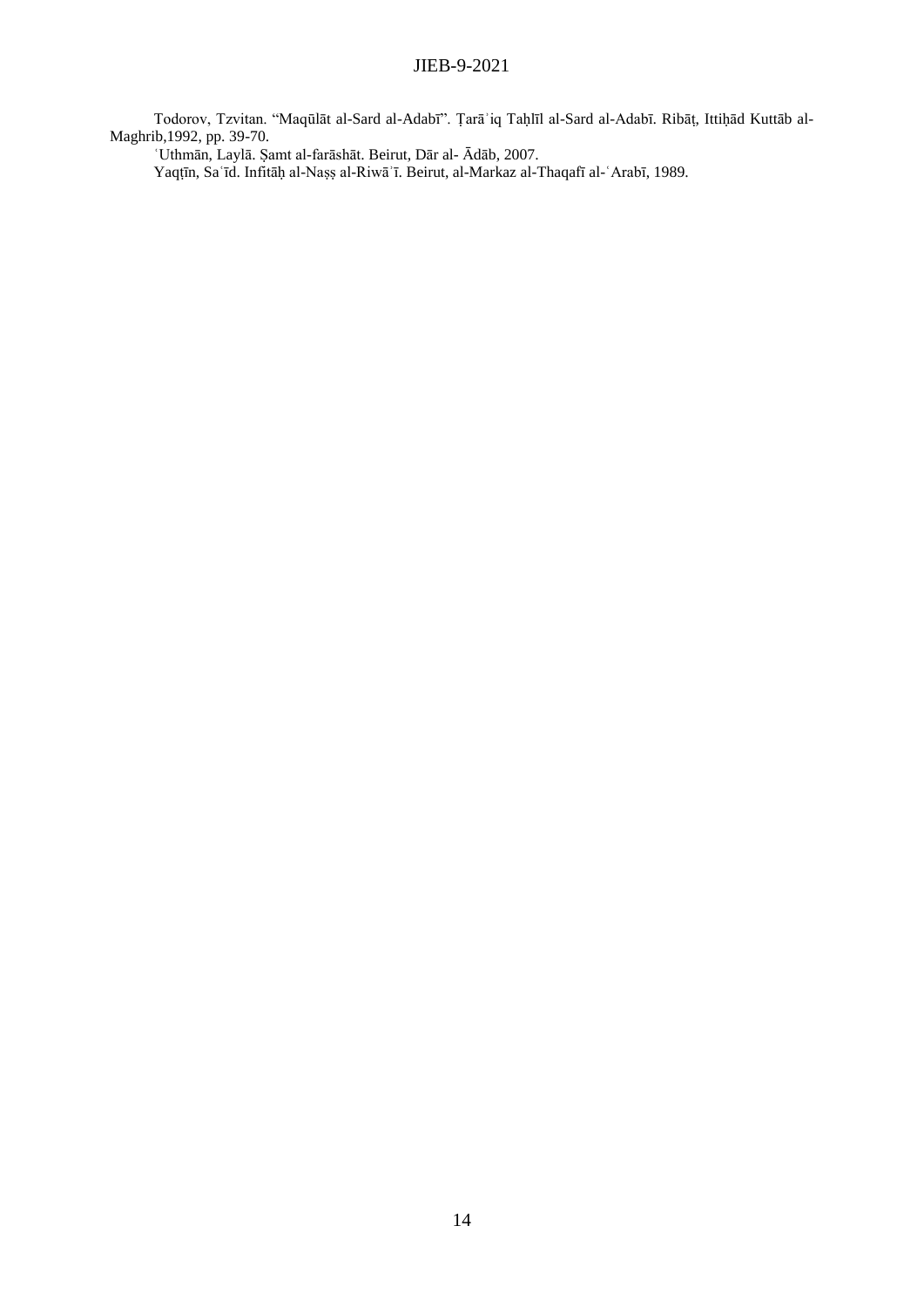Todorov, Tzvitan. “Maqūlāt al-Sard al-Adabī”. Ṭarāʾiq Taḥlīl al-Sard al-Adabī. Ribāṭ, Ittiḥād Kuttāb al-Maghrib,1992, pp. 39-70.

ʿUthmān, Laylā. Ṣamt al-farāshāt. Beirut, Dār al- Ādāb, 2007.

Yaqṭīn, Saʿīd. Infitāḥ al-Naṣṣ al-Riwāʾī. Beirut, al-Markaz al-Thaqafī al-ʿArabī, 1989.